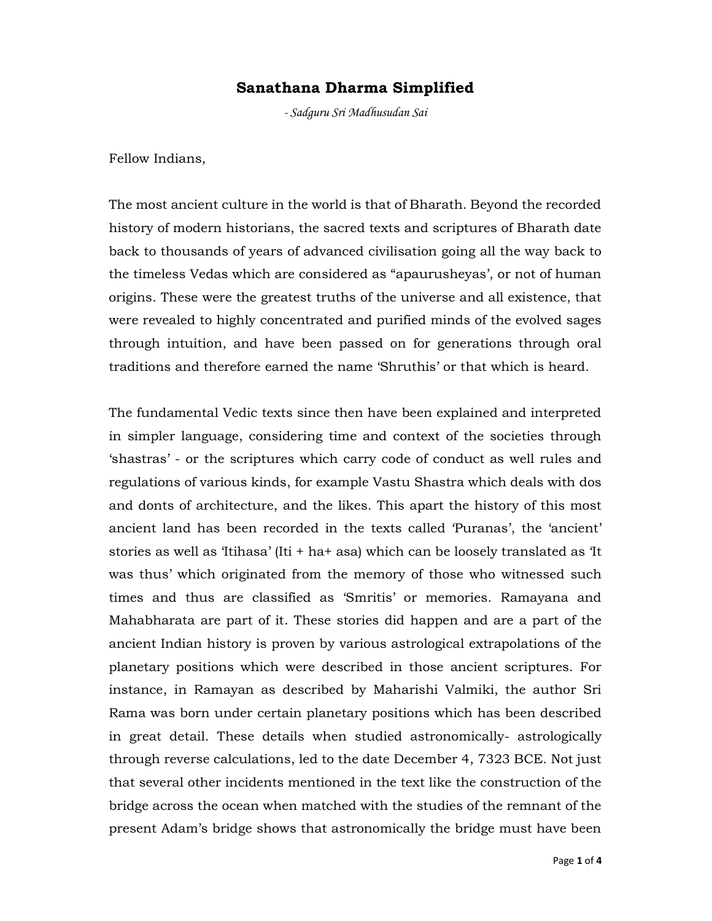# Sanathana Dharma Simplified

*- Sadguru Sri Madhusudan Sai*

Fellow Indians,

The most ancient culture in the world is that of Bharath. Beyond the recorded history of modern historians, the sacred texts and scriptures of Bharath date back to thousands of years of advanced civilisation going all the way back to the timeless Vedas which are considered as "apaurusheyas', or not of human origins. These were the greatest truths of the universe and all existence, that were revealed to highly concentrated and purified minds of the evolved sages through intuition, and have been passed on for generations through oral traditions and therefore earned the name 'Shruthis' or that which is heard.

The fundamental Vedic texts since then have been explained and interpreted in simpler language, considering time and context of the societies through 'shastras' - or the scriptures which carry code of conduct as well rules and regulations of various kinds, for example Vastu Shastra which deals with dos and donts of architecture, and the likes. This apart the history of this most ancient land has been recorded in the texts called 'Puranas', the 'ancient' stories as well as 'Itihasa' (Iti + ha+ asa) which can be loosely translated as 'It was thus' which originated from the memory of those who witnessed such times and thus are classified as 'Smritis' or memories. Ramayana and Mahabharata are part of it. These stories did happen and are a part of the ancient Indian history is proven by various astrological extrapolations of the planetary positions which were described in those ancient scriptures. For instance, in Ramayan as described by Maharishi Valmiki, the author Sri Rama was born under certain planetary positions which has been described in great detail. These details when studied astronomically- astrologically through reverse calculations, led to the date December 4, 7323 BCE. Not just that several other incidents mentioned in the text like the construction of the bridge across the ocean when matched with the studies of the remnant of the present Adam's bridge shows that astronomically the bridge must have been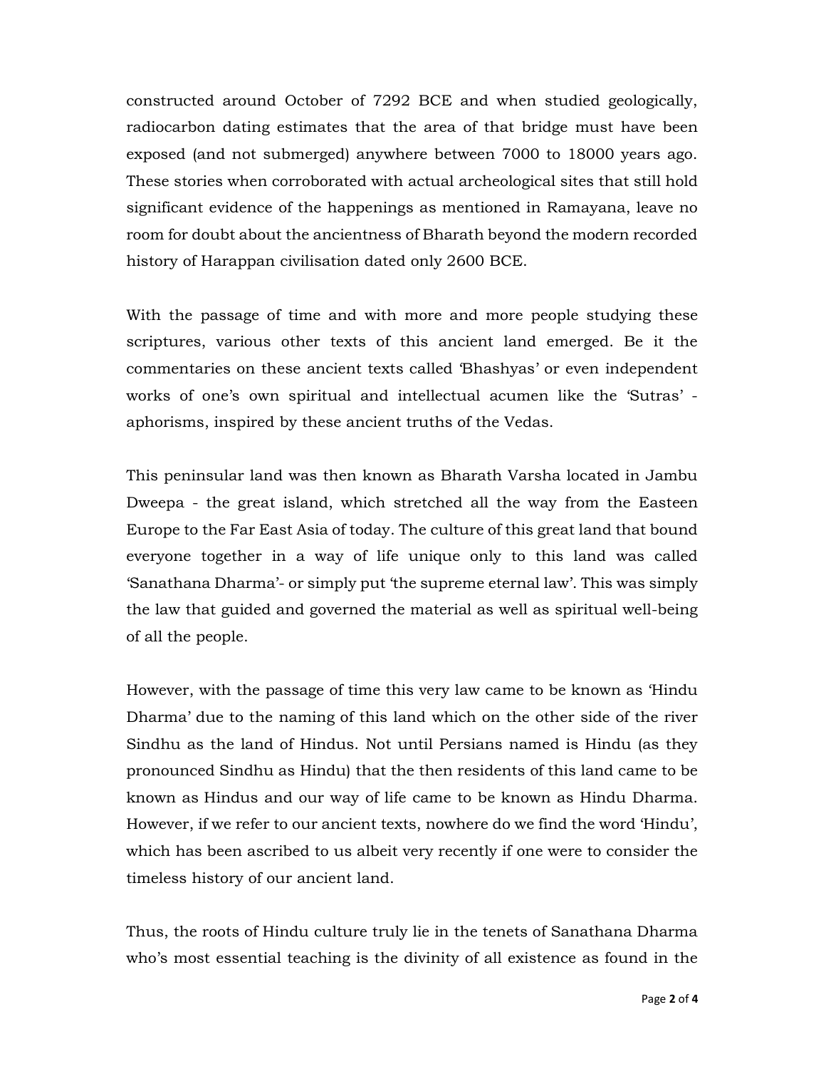constructed around October of 7292 BCE and when studied geologically, radiocarbon dating estimates that the area of that bridge must have been exposed (and not submerged) anywhere between 7000 to 18000 years ago. These stories when corroborated with actual archeological sites that still hold significant evidence of the happenings as mentioned in Ramayana, leave no room for doubt about the ancientness of Bharath beyond the modern recorded history of Harappan civilisation dated only 2600 BCE.

With the passage of time and with more and more people studying these scriptures, various other texts of this ancient land emerged. Be it the commentaries on these ancient texts called 'Bhashyas' or even independent works of one's own spiritual and intellectual acumen like the 'Sutras' - aphorisms, inspired by these ancient truths of the Vedas.

This peninsular land was then known as Bharath Varsha located in Jambu Dweepa - the great island, which stretched all the way from the Easteen Europe to the Far East Asia of today. The culture of this great land that bound everyone together in a way of life unique only to this land was called 'Sanathana Dharma'- or simply put 'the supreme eternal law'. This was simply the law that guided and governed the material as well as spiritual well-being of all the people.

However, with the passage of time this very law came to be known as 'Hindu Dharma' due to the naming of this land which on the other side of the river Sindhu as the land of Hindus. Not until Persians named is Hindu (as they pronounced Sindhu as Hindu) that the then residents of this land came to be known as Hindus and our way of life came to be known as Hindu Dharma. However, if we refer to our ancient texts, nowhere do we find the word 'Hindu', which has been ascribed to us albeit very recently if one were to consider the timeless history of our ancient land.

Thus, the roots of Hindu culture truly lie in the tenets of Sanathana Dharma who's most essential teaching is the divinity of all existence as found in the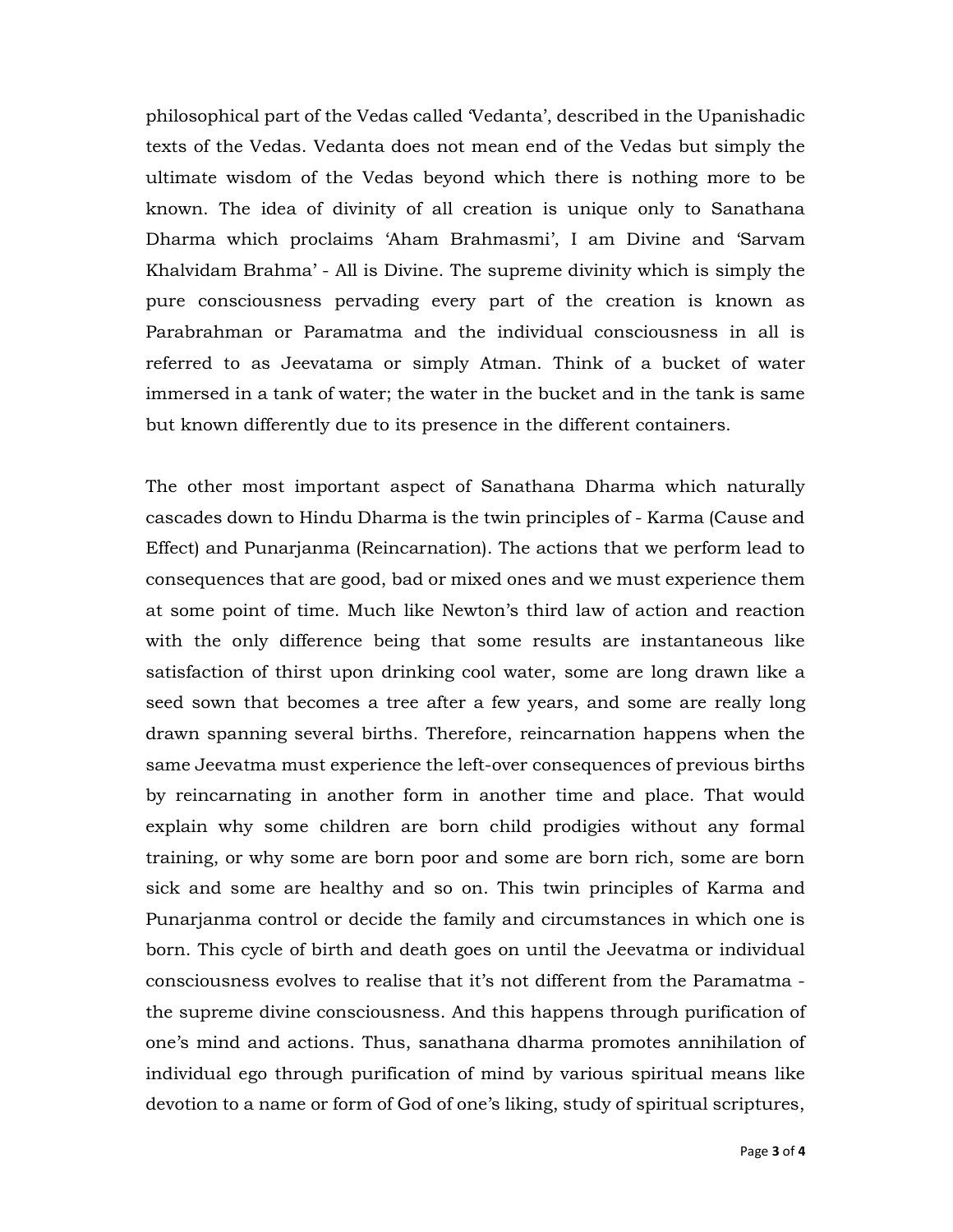philosophical part of the Vedas called 'Vedanta', described in the Upanishadic texts of the Vedas. Vedanta does not mean end of the Vedas but simply the ultimate wisdom of the Vedas beyond which there is nothing more to be known. The idea of divinity of all creation is unique only to Sanathana Dharma which proclaims 'Aham Brahmasmi', I am Divine and 'Sarvam Khalvidam Brahma' - All is Divine. The supreme divinity which is simply the pure consciousness pervading every part of the creation is known as Parabrahman or Paramatma and the individual consciousness in all is referred to as Jeevatama or simply Atman. Think of a bucket of water immersed in a tank of water; the water in the bucket and in the tank is same but known differently due to its presence in the different containers.

The other most important aspect of Sanathana Dharma which naturally cascades down to Hindu Dharma is the twin principles of - Karma (Cause and Effect) and Punarjanma (Reincarnation). The actions that we perform lead to consequences that are good, bad or mixed ones and we must experience them at some point of time. Much like Newton's third law of action and reaction with the only difference being that some results are instantaneous like satisfaction of thirst upon drinking cool water, some are long drawn like a seed sown that becomes a tree after a few years, and some are really long drawn spanning several births. Therefore, reincarnation happens when the same Jeevatma must experience the left-over consequences of previous births by reincarnating in another form in another time and place. That would explain why some children are born child prodigies without any formal training, or why some are born poor and some are born rich, some are born sick and some are healthy and so on. This twin principles of Karma and Punarjanma control or decide the family and circumstances in which one is born. This cycle of birth and death goes on until the Jeevatma or individual consciousness evolves to realise that it's not different from the Paramatma - the supreme divine consciousness. And this happens through purification of one's mind and actions. Thus, sanathana dharma promotes annihilation of individual ego through purification of mind by various spiritual means like devotion to a name or form of God of one's liking, study of spiritual scriptures,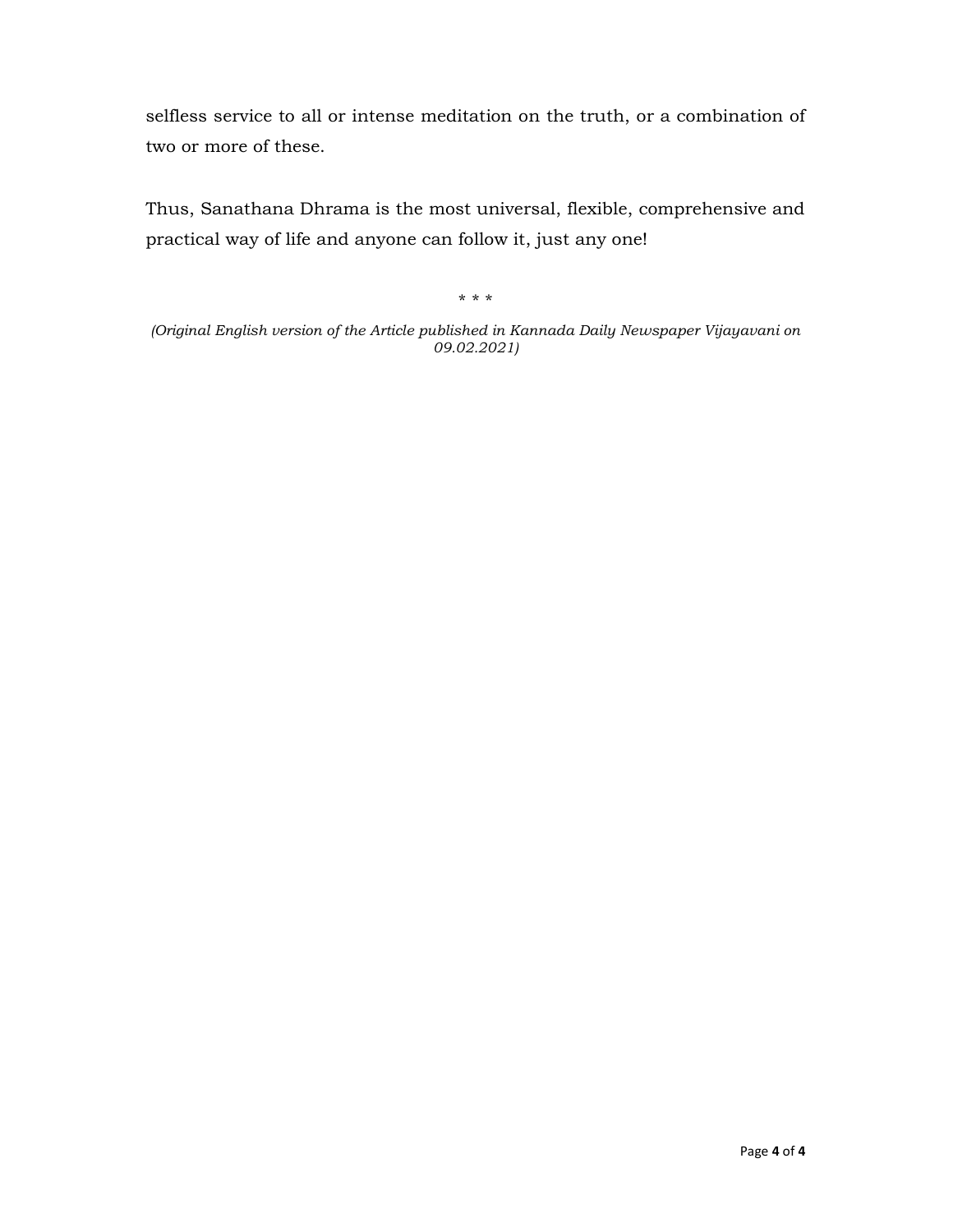selfless service to all or intense meditation on the truth, or a combination of two or more of these.

Thus, Sanathana Dhrama is the most universal, flexible, comprehensive and practical way of life and anyone can follow it, just any one!

\* \* \*

*(Original English version of the Article published in Kannada Daily Newspaper Vijayavani on 09.02.2021)*